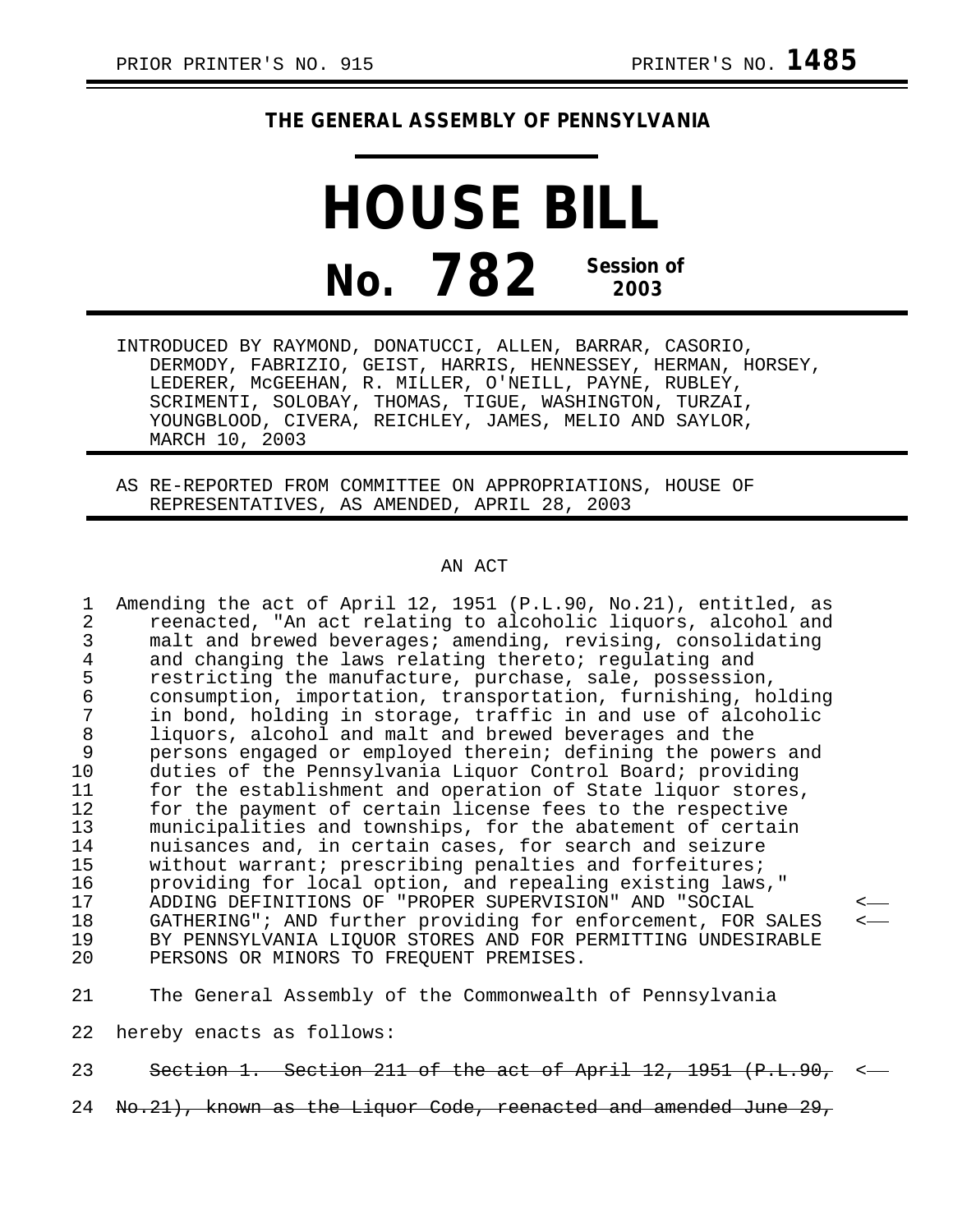PRIOR PRINTER'S NO. 915 PRINTER'S NO. **1485**

## THE GENERAL ASSEMBLY OF PENNSYLVANIA

# HOUSE BILL

# No. 782 Session of 2003

INTRODUCED BY RAYMOND, DONATUCCI, ALLEN, BARRAR, CASORIO, DERMODY, FABRIZIO, GEIST, HARRIS, HENNESSEY, HERMAN, HORSEY, LEDERER, McGEEHAN, R. MILLER, O'NEILL, PAYNE, RUBLEY, SCRIMENTI, SOLOBAY, THOMAS, TIGUE, WASHINGTON, TURZAI, YOUNGBLOOD, CIVERA, REICHLEY, JAMES, MELIO AND SAYLOR, MARCH 10, 2003

AS RE-REPORTED FROM COMMITTEE ON APPROPRIATIONS, HOUSE OF REPRESENTATIVES, AS AMENDED, APRIL 28, 2003

AN ACT

Amending the act of April 12, 1951 (P.L.90, No.21), entitled, as reenacted, "An act relating to alcoholic liquors, alcohol and malt and brewed beverages; amending, revising, consolidating and changing the laws relating thereto; regulating and restricting the manufacture, purchase, sale, possession, consumption, importation, transportation, furnishing, holding in bond, holding in storage, traffic in and use of alcoholic liquors, alcohol and malt and brewed beverages and the persons engaged or employed therein; defining the powers and duties of the Pennsylvania Liquor Control Board; providing for the establishment and operation of State liquor stores, for the payment of certain license fees to the respective municipalities and townships, for the abatement of certain nuisances and, in certain cases, for search and seizure without warrant; prescribing penalties and forfeitures; providing for local option, and repealing existing laws," ADDING DEFINITIONS OF "PROPER SUPERVISION" AND "SOCIAL GATHERING"; AND further providing for enforcement, FOR SALES BY PENNSYLVANIA LIQUOR STORES AND FOR PERMITTING UNDESIRABLE PERSONS OR MINORS TO FREQUENT PREMISES.

The General Assembly of the Commonwealth of Pennsylvania hereby enacts as follows:

~~Section 1. Section 211 of the act of April 12, 1951 (P.L.90, No.21), known as the Liquor Code, reenacted and amended June 29,~~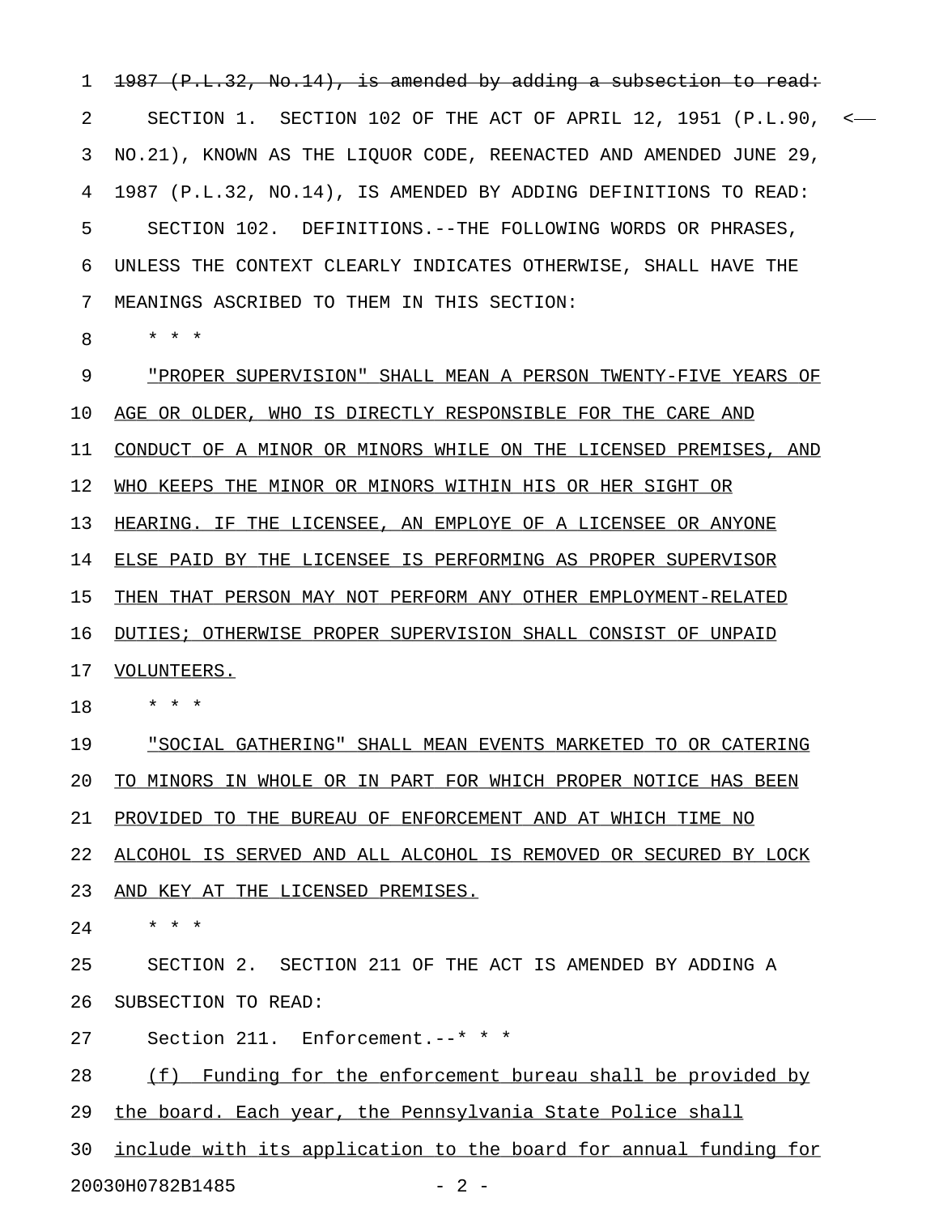~~1987 (P.L.32, No.14), is amended by adding a subsection to read:~~

SECTION 1. SECTION 102 OF THE ACT OF APRIL 12, 1951 (P.L.90, NO.21), KNOWN AS THE LIQUOR CODE, REENACTED AND AMENDED JUNE 29, 1987 (P.L.32, NO.14), IS AMENDED BY ADDING DEFINITIONS TO READ:

SECTION 102. DEFINITIONS.--THE FOLLOWING WORDS OR PHRASES, UNLESS THE CONTEXT CLEARLY INDICATES OTHERWISE, SHALL HAVE THE MEANINGS ASCRIBED TO THEM IN THIS SECTION:

* * *

<u>"PROPER SUPERVISION" SHALL MEAN A PERSON TWENTY-FIVE YEARS OF AGE OR OLDER, WHO IS DIRECTLY RESPONSIBLE FOR THE CARE AND CONDUCT OF A MINOR OR MINORS WHILE ON THE LICENSED PREMISES, AND WHO KEEPS THE MINOR OR MINORS WITHIN HIS OR HER SIGHT OR HEARING. IF THE LICENSEE, AN EMPLOYE OF A LICENSEE OR ANYONE ELSE PAID BY THE LICENSEE IS PERFORMING AS PROPER SUPERVISOR THEN THAT PERSON MAY NOT PERFORM ANY OTHER EMPLOYMENT-RELATED DUTIES; OTHERWISE PROPER SUPERVISION SHALL CONSIST OF UNPAID VOLUNTEERS.</u>

* * *

<u>"SOCIAL GATHERING" SHALL MEAN EVENTS MARKETED TO OR CATERING TO MINORS IN WHOLE OR IN PART FOR WHICH PROPER NOTICE HAS BEEN PROVIDED TO THE BUREAU OF ENFORCEMENT AND AT WHICH TIME NO ALCOHOL IS SERVED AND ALL ALCOHOL IS REMOVED OR SECURED BY LOCK AND KEY AT THE LICENSED PREMISES.</u>

* * *

SECTION 2. SECTION 211 OF THE ACT IS AMENDED BY ADDING A SUBSECTION TO READ:

Section 211. Enforcement.--* * *

<u>(f) Funding for the enforcement bureau shall be provided by the board. Each year, the Pennsylvania State Police shall include with its application to the board for annual funding for</u>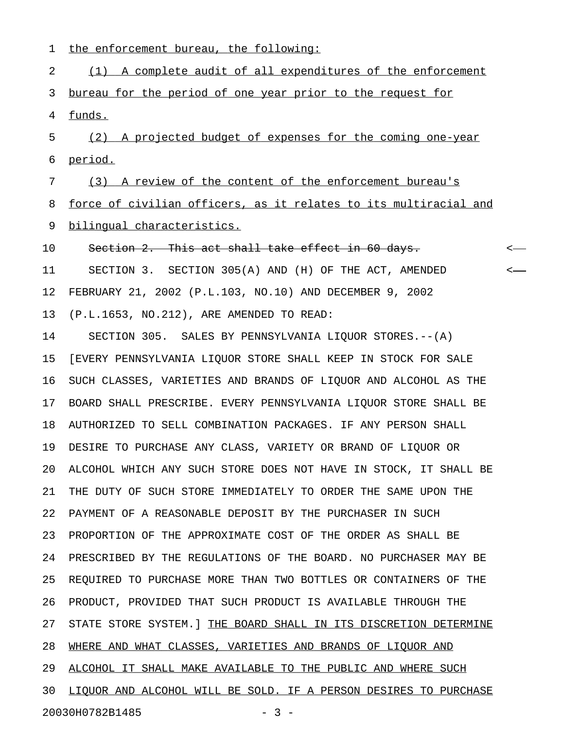the enforcement bureau, the following:

(1) A complete audit of all expenditures of the enforcement bureau for the period of one year prior to the request for funds.

(2) A projected budget of expenses for the coming one-year period.

(3) A review of the content of the enforcement bureau's force of civilian officers, as it relates to its multiracial and bilingual characteristics.

~~Section 2. This act shall take effect in 60 days.~~

SECTION 3. SECTION 305(A) AND (H) OF THE ACT, AMENDED FEBRUARY 21, 2002 (P.L.103, NO.10) AND DECEMBER 9, 2002 (P.L.1653, NO.212), ARE AMENDED TO READ:

SECTION 305. SALES BY PENNSYLVANIA LIQUOR STORES.--(A) [EVERY PENNSYLVANIA LIQUOR STORE SHALL KEEP IN STOCK FOR SALE SUCH CLASSES, VARIETIES AND BRANDS OF LIQUOR AND ALCOHOL AS THE BOARD SHALL PRESCRIBE. EVERY PENNSYLVANIA LIQUOR STORE SHALL BE AUTHORIZED TO SELL COMBINATION PACKAGES. IF ANY PERSON SHALL DESIRE TO PURCHASE ANY CLASS, VARIETY OR BRAND OF LIQUOR OR ALCOHOL WHICH ANY SUCH STORE DOES NOT HAVE IN STOCK, IT SHALL BE THE DUTY OF SUCH STORE IMMEDIATELY TO ORDER THE SAME UPON THE PAYMENT OF A REASONABLE DEPOSIT BY THE PURCHASER IN SUCH PROPORTION OF THE APPROXIMATE COST OF THE ORDER AS SHALL BE PRESCRIBED BY THE REGULATIONS OF THE BOARD. NO PURCHASER MAY BE REQUIRED TO PURCHASE MORE THAN TWO BOTTLES OR CONTAINERS OF THE PRODUCT, PROVIDED THAT SUCH PRODUCT IS AVAILABLE THROUGH THE STATE STORE SYSTEM.] THE BOARD SHALL IN ITS DISCRETION DETERMINE WHERE AND WHAT CLASSES, VARIETIES AND BRANDS OF LIQUOR AND ALCOHOL IT SHALL MAKE AVAILABLE TO THE PUBLIC AND WHERE SUCH LIQUOR AND ALCOHOL WILL BE SOLD. IF A PERSON DESIRES TO PURCHASE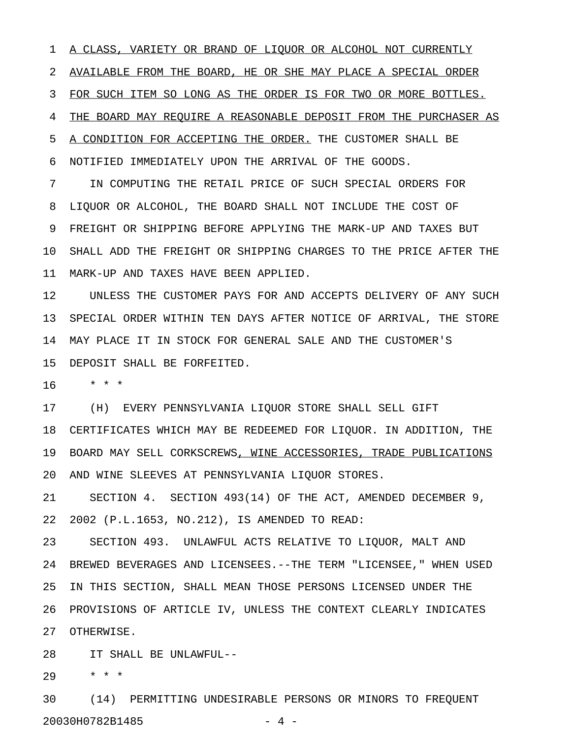A CLASS, VARIETY OR BRAND OF LIQUOR OR ALCOHOL NOT CURRENTLY AVAILABLE FROM THE BOARD, HE OR SHE MAY PLACE A SPECIAL ORDER FOR SUCH ITEM SO LONG AS THE ORDER IS FOR TWO OR MORE BOTTLES. THE BOARD MAY REQUIRE A REASONABLE DEPOSIT FROM THE PURCHASER AS A CONDITION FOR ACCEPTING THE ORDER. THE CUSTOMER SHALL BE NOTIFIED IMMEDIATELY UPON THE ARRIVAL OF THE GOODS.

IN COMPUTING THE RETAIL PRICE OF SUCH SPECIAL ORDERS FOR LIQUOR OR ALCOHOL, THE BOARD SHALL NOT INCLUDE THE COST OF FREIGHT OR SHIPPING BEFORE APPLYING THE MARK-UP AND TAXES BUT SHALL ADD THE FREIGHT OR SHIPPING CHARGES TO THE PRICE AFTER THE MARK-UP AND TAXES HAVE BEEN APPLIED.

UNLESS THE CUSTOMER PAYS FOR AND ACCEPTS DELIVERY OF ANY SUCH SPECIAL ORDER WITHIN TEN DAYS AFTER NOTICE OF ARRIVAL, THE STORE MAY PLACE IT IN STOCK FOR GENERAL SALE AND THE CUSTOMER'S DEPOSIT SHALL BE FORFEITED.

* * *

(H) EVERY PENNSYLVANIA LIQUOR STORE SHALL SELL GIFT CERTIFICATES WHICH MAY BE REDEEMED FOR LIQUOR. IN ADDITION, THE BOARD MAY SELL CORKSCREWS, WINE ACCESSORIES, TRADE PUBLICATIONS AND WINE SLEEVES AT PENNSYLVANIA LIQUOR STORES.

SECTION 4. SECTION 493(14) OF THE ACT, AMENDED DECEMBER 9, 2002 (P.L.1653, NO.212), IS AMENDED TO READ:

SECTION 493. UNLAWFUL ACTS RELATIVE TO LIQUOR, MALT AND BREWED BEVERAGES AND LICENSEES.--THE TERM "LICENSEE," WHEN USED IN THIS SECTION, SHALL MEAN THOSE PERSONS LICENSED UNDER THE PROVISIONS OF ARTICLE IV, UNLESS THE CONTEXT CLEARLY INDICATES OTHERWISE.

IT SHALL BE UNLAWFUL--

* * *

(14) PERMITTING UNDESIRABLE PERSONS OR MINORS TO FREQUENT

20030H0782B1485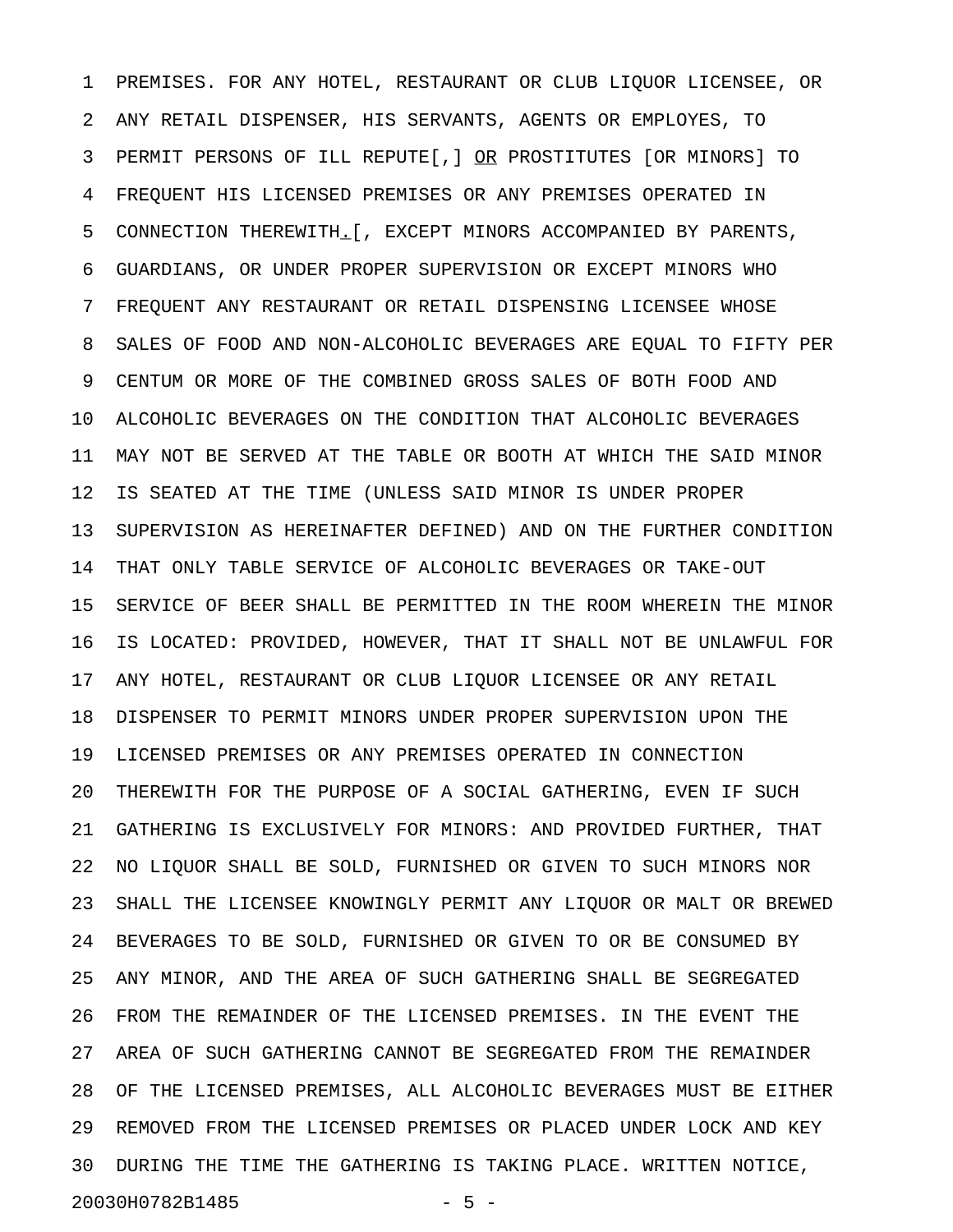PREMISES. FOR ANY HOTEL, RESTAURANT OR CLUB LIQUOR LICENSEE, OR ANY RETAIL DISPENSER, HIS SERVANTS, AGENTS OR EMPLOYES, TO PERMIT PERSONS OF ILL REPUTE[,] <u>OR</u> PROSTITUTES [OR MINORS] TO FREQUENT HIS LICENSED PREMISES OR ANY PREMISES OPERATED IN CONNECTION THEREWITH<u>.</u>[, EXCEPT MINORS ACCOMPANIED BY PARENTS, GUARDIANS, OR UNDER PROPER SUPERVISION OR EXCEPT MINORS WHO FREQUENT ANY RESTAURANT OR RETAIL DISPENSING LICENSEE WHOSE SALES OF FOOD AND NON-ALCOHOLIC BEVERAGES ARE EQUAL TO FIFTY PER CENTUM OR MORE OF THE COMBINED GROSS SALES OF BOTH FOOD AND ALCOHOLIC BEVERAGES ON THE CONDITION THAT ALCOHOLIC BEVERAGES MAY NOT BE SERVED AT THE TABLE OR BOOTH AT WHICH THE SAID MINOR IS SEATED AT THE TIME (UNLESS SAID MINOR IS UNDER PROPER SUPERVISION AS HEREINAFTER DEFINED) AND ON THE FURTHER CONDITION THAT ONLY TABLE SERVICE OF ALCOHOLIC BEVERAGES OR TAKE-OUT SERVICE OF BEER SHALL BE PERMITTED IN THE ROOM WHEREIN THE MINOR IS LOCATED: PROVIDED, HOWEVER, THAT IT SHALL NOT BE UNLAWFUL FOR ANY HOTEL, RESTAURANT OR CLUB LIQUOR LICENSEE OR ANY RETAIL DISPENSER TO PERMIT MINORS UNDER PROPER SUPERVISION UPON THE LICENSED PREMISES OR ANY PREMISES OPERATED IN CONNECTION THEREWITH FOR THE PURPOSE OF A SOCIAL GATHERING, EVEN IF SUCH GATHERING IS EXCLUSIVELY FOR MINORS: AND PROVIDED FURTHER, THAT NO LIQUOR SHALL BE SOLD, FURNISHED OR GIVEN TO SUCH MINORS NOR SHALL THE LICENSEE KNOWINGLY PERMIT ANY LIQUOR OR MALT OR BREWED BEVERAGES TO BE SOLD, FURNISHED OR GIVEN TO OR BE CONSUMED BY ANY MINOR, AND THE AREA OF SUCH GATHERING SHALL BE SEGREGATED FROM THE REMAINDER OF THE LICENSED PREMISES. IN THE EVENT THE AREA OF SUCH GATHERING CANNOT BE SEGREGATED FROM THE REMAINDER OF THE LICENSED PREMISES, ALL ALCOHOLIC BEVERAGES MUST BE EITHER REMOVED FROM THE LICENSED PREMISES OR PLACED UNDER LOCK AND KEY DURING THE TIME THE GATHERING IS TAKING PLACE. WRITTEN NOTICE,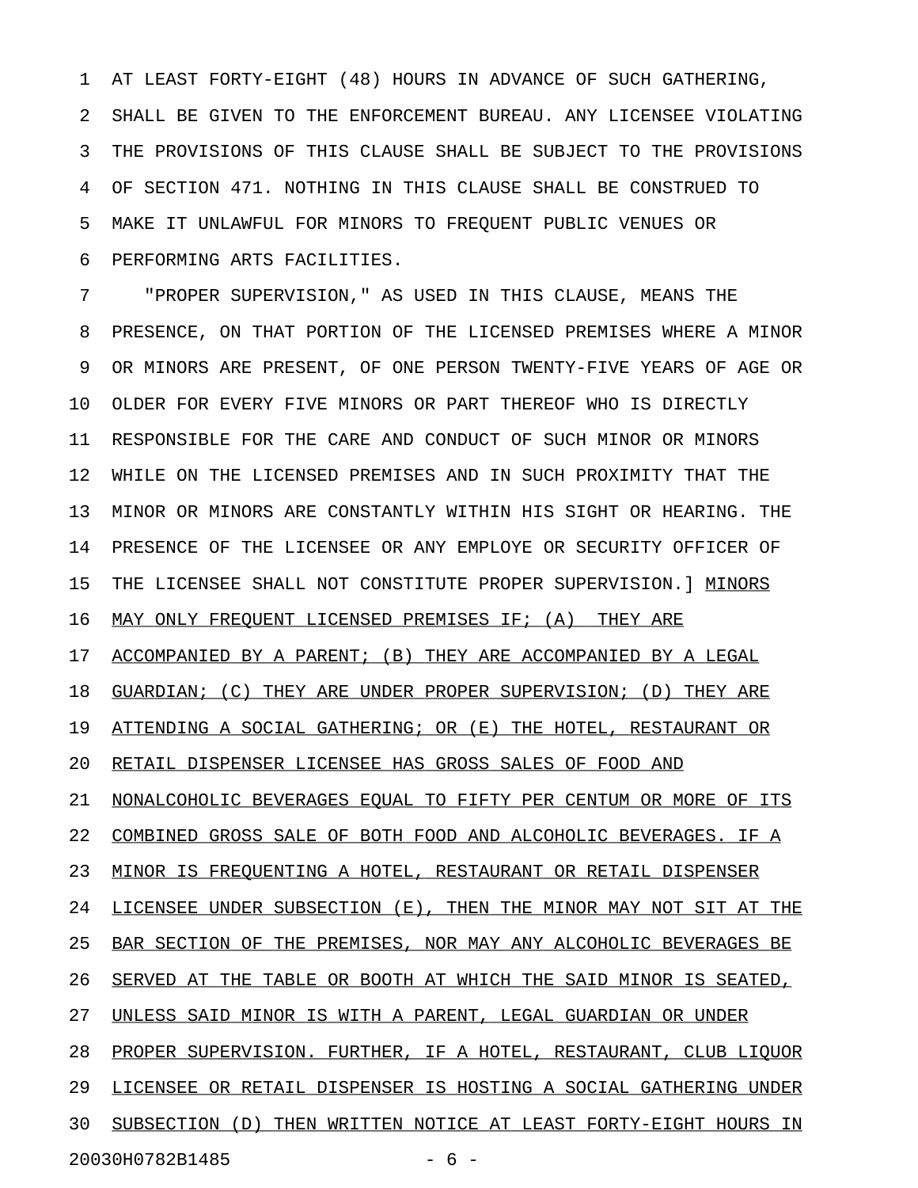AT LEAST FORTY-EIGHT (48) HOURS IN ADVANCE OF SUCH GATHERING, SHALL BE GIVEN TO THE ENFORCEMENT BUREAU. ANY LICENSEE VIOLATING THE PROVISIONS OF THIS CLAUSE SHALL BE SUBJECT TO THE PROVISIONS OF SECTION 471. NOTHING IN THIS CLAUSE SHALL BE CONSTRUED TO MAKE IT UNLAWFUL FOR MINORS TO FREQUENT PUBLIC VENUES OR PERFORMING ARTS FACILITIES.

"PROPER SUPERVISION," AS USED IN THIS CLAUSE, MEANS THE PRESENCE, ON THAT PORTION OF THE LICENSED PREMISES WHERE A MINOR OR MINORS ARE PRESENT, OF ONE PERSON TWENTY-FIVE YEARS OF AGE OR OLDER FOR EVERY FIVE MINORS OR PART THEREOF WHO IS DIRECTLY RESPONSIBLE FOR THE CARE AND CONDUCT OF SUCH MINOR OR MINORS WHILE ON THE LICENSED PREMISES AND IN SUCH PROXIMITY THAT THE MINOR OR MINORS ARE CONSTANTLY WITHIN HIS SIGHT OR HEARING. THE PRESENCE OF THE LICENSEE OR ANY EMPLOYE OR SECURITY OFFICER OF THE LICENSEE SHALL NOT CONSTITUTE PROPER SUPERVISION.] <u>MINORS MAY ONLY FREQUENT LICENSED PREMISES IF; (A) THEY ARE ACCOMPANIED BY A PARENT; (B) THEY ARE ACCOMPANIED BY A LEGAL GUARDIAN; (C) THEY ARE UNDER PROPER SUPERVISION; (D) THEY ARE ATTENDING A SOCIAL GATHERING; OR (E) THE HOTEL, RESTAURANT OR RETAIL DISPENSER LICENSEE HAS GROSS SALES OF FOOD AND NONALCOHOLIC BEVERAGES EQUAL TO FIFTY PER CENTUM OR MORE OF ITS COMBINED GROSS SALE OF BOTH FOOD AND ALCOHOLIC BEVERAGES. IF A MINOR IS FREQUENTING A HOTEL, RESTAURANT OR RETAIL DISPENSER LICENSEE UNDER SUBSECTION (E), THEN THE MINOR MAY NOT SIT AT THE BAR SECTION OF THE PREMISES, NOR MAY ANY ALCOHOLIC BEVERAGES BE SERVED AT THE TABLE OR BOOTH AT WHICH THE SAID MINOR IS SEATED, UNLESS SAID MINOR IS WITH A PARENT, LEGAL GUARDIAN OR UNDER PROPER SUPERVISION. FURTHER, IF A HOTEL, RESTAURANT, CLUB LIQUOR LICENSEE OR RETAIL DISPENSER IS HOSTING A SOCIAL GATHERING UNDER SUBSECTION (D) THEN WRITTEN NOTICE AT LEAST FORTY-EIGHT HOURS IN</u>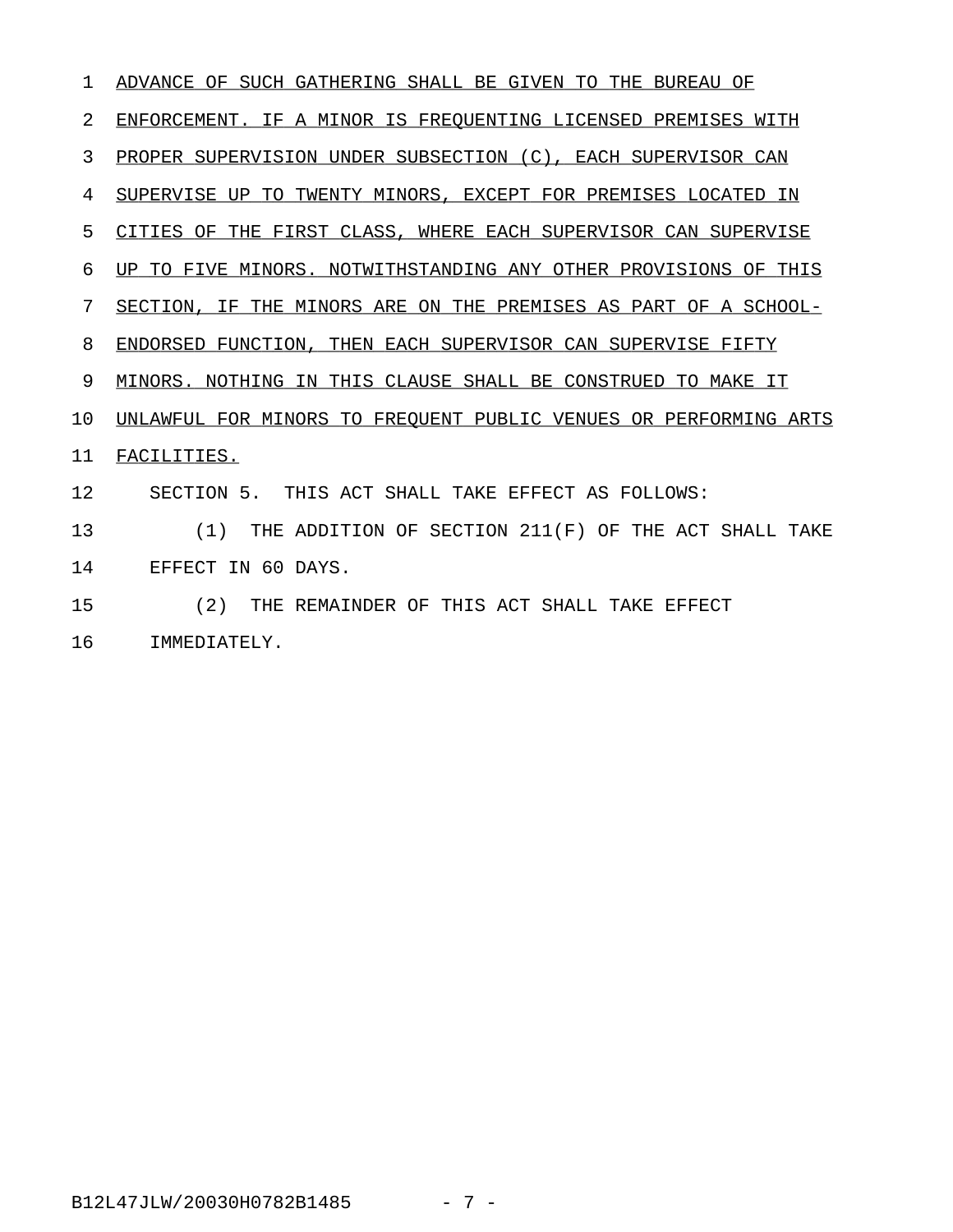ADVANCE OF SUCH GATHERING SHALL BE GIVEN TO THE BUREAU OF ENFORCEMENT. IF A MINOR IS FREQUENTING LICENSED PREMISES WITH PROPER SUPERVISION UNDER SUBSECTION (C), EACH SUPERVISOR CAN SUPERVISE UP TO TWENTY MINORS, EXCEPT FOR PREMISES LOCATED IN CITIES OF THE FIRST CLASS, WHERE EACH SUPERVISOR CAN SUPERVISE UP TO FIVE MINORS. NOTWITHSTANDING ANY OTHER PROVISIONS OF THIS SECTION, IF THE MINORS ARE ON THE PREMISES AS PART OF A SCHOOL-ENDORSED FUNCTION, THEN EACH SUPERVISOR CAN SUPERVISE FIFTY MINORS. NOTHING IN THIS CLAUSE SHALL BE CONSTRUED TO MAKE IT UNLAWFUL FOR MINORS TO FREQUENT PUBLIC VENUES OR PERFORMING ARTS FACILITIES.

SECTION 5. THIS ACT SHALL TAKE EFFECT AS FOLLOWS:

(1) THE ADDITION OF SECTION 211(F) OF THE ACT SHALL TAKE EFFECT IN 60 DAYS.

(2) THE REMAINDER OF THIS ACT SHALL TAKE EFFECT IMMEDIATELY.